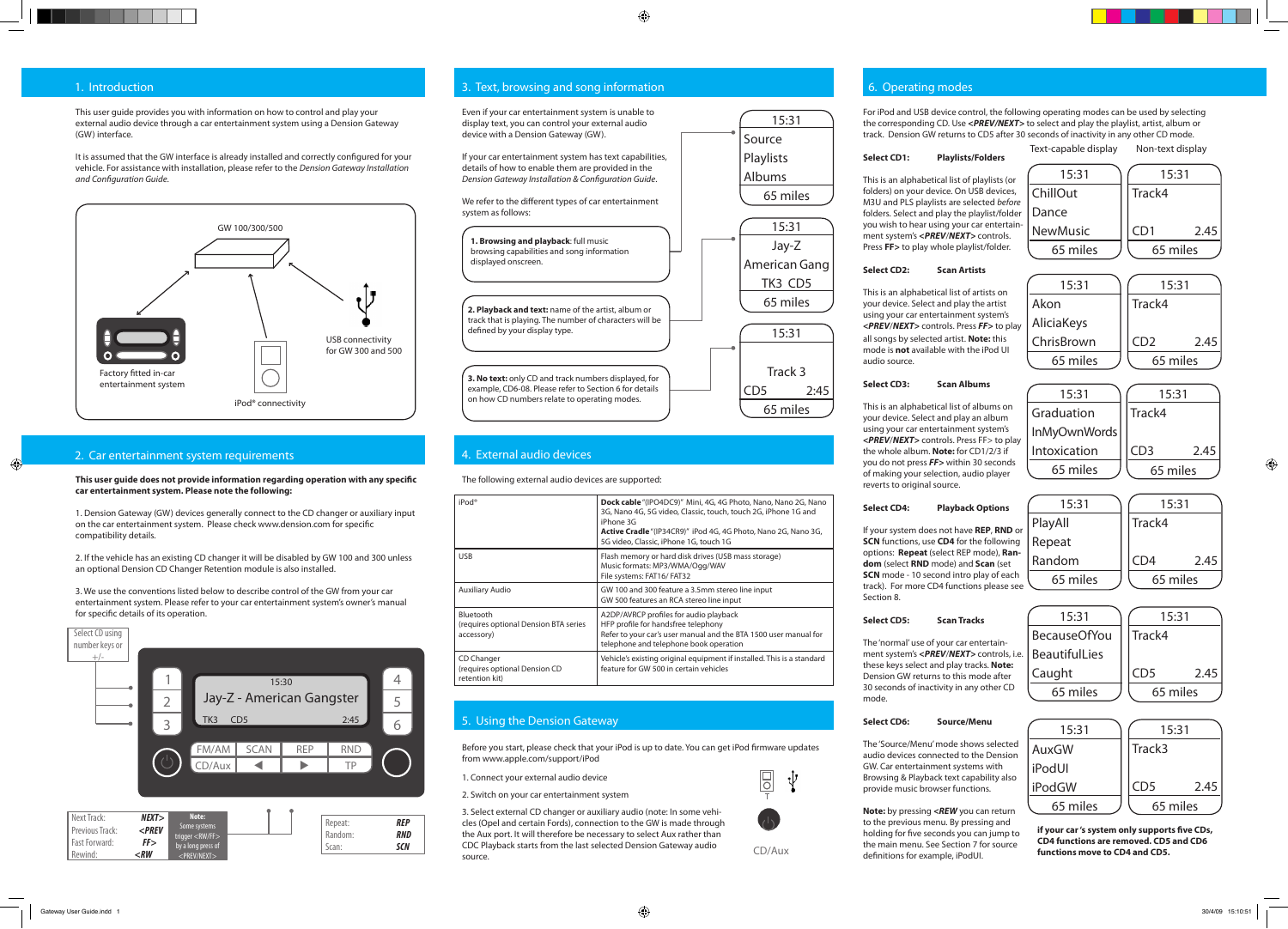## 1. Introduction

This user guide provides you with information on how to control and play your external audio device through a car entertainment system using a Dension Gateway (GW) interface.

It is assumed that the GW interface is already installed and correctly configured for your vehicle. For assistance with installation, please refer to the *Dension Gateway Installation and Configuration Guide.*

GW 100/300/500

Factory fitted in-car entertainment system

iPod® connectivity

USB connectivity for GW 300 and 500

## 2. Car entertainment system requirements

**This user guide does not provide information regarding operation with any specific car entertainment system. Please note the following:**

1. Dension Gateway (GW) devices generally connect to the CD changer or auxiliary input on the car entertainment system. Please check www.dension.com for specific compatibility details.

2. If the vehicle has an existing CD changer it will be disabled by GW 100 and 300 unless an optional Dension CD Changer Retention module is also installed.

3. We use the conventions listed below to describe control of the GW from your car entertainment system. Please refer to your car entertainment system's owner's manual for specific details of its operation.

Select CD using number keys or +/-

15:30
Jay-Z - American Gangster
TK3 CD5 2:45

FM/AM | SCAN | REP | RND
CD/Aux | ◀ | ▶ | TP

| | |
|---|---|
| Next Track: | NEXT> |
| Previous Track: | <PREV |
| Fast Forward: | FF> |
| Rewind: | <RW |

**Note:** Some systems trigger <RW/FF> by a long press of <PREV/NEXT>

| | |
|---|---|
| Repeat: | REP |
| Random: | RND |
| Scan: | SCN |

## 3. Text, browsing and song information

Even if your car entertainment system is unable to display text, you can control your external audio device with a Dension Gateway (GW).

If your car entertainment system has text capabilities, details of how to enable them are provided in the *Dension Gateway Installation & Configuration Guide*.

We refer to the different types of car entertainment system as follows:

**1. Browsing and playback**: full music browsing capabilities and song information displayed onscreen.

**2. Playback and text:** name of the artist, album or track that is playing. The number of characters will be defined by your display type.

**3. No text:** only CD and track numbers displayed, for example, CD6-08. Please refer to Section 6 for details on how CD numbers relate to operating modes.

15:31 / Source / Playlists / Albums / 65 miles

15:31 / Jay-Z / American Gang / TK3 CD5 / 65 miles

15:31 / Track 3 / CD5 2:45 / 65 miles

## 4. External audio devices

The following external audio devices are supported:

| | |
|---|---|
| iPod® | **Dock cable** "(IPO4DC9)" Mini, 4G, 4G Photo, Nano, Nano 2G, Nano 3G, Nano 4G, 5G video, Classic, touch, touch 2G, iPhone 1G and iPhone 3G<br>**Active Cradle** "(IP34CR9)" iPod 4G, 4G Photo, Nano 2G, Nano 3G, 5G video, Classic, iPhone 1G, touch 1G |
| USB | Flash memory or hard disk drives (USB mass storage)<br>Music formats: MP3/WMA/Ogg/WAV<br>File systems: FAT16/ FAT32 |
| Auxiliary Audio | GW 100 and 300 feature a 3.5mm stereo line input<br>GW 500 features an RCA stereo line input |
| Bluetooth<br>(requires optional Dension BTA series accessory) | A2DP/AVRCP profiles for audio playback<br>HFP profile for handsfree telephony<br>Refer to your car's user manual and the BTA 1500 user manual for telephone and telephone book operation |
| CD Changer<br>(requires optional Dension CD retention kit) | Vehicle's existing original equipment if installed. This is a standard feature for GW 500 in certain vehicles |

## 5. Using the Dension Gateway

Before you start, please check that your iPod is up to date. You can get iPod firmware updates from www.apple.com/support/iPod

1. Connect your external audio device

2. Switch on your car entertainment system

3. Select external CD changer or auxiliary audio (note: In some vehicles (Opel and certain Fords), connection to the GW is made through the Aux port. It will therefore be necessary to select Aux rather than CDC Playback starts from the last selected Dension Gateway audio source.

CD/Aux

## 6. Operating modes

For iPod and USB device control, the following operating modes can be used by selecting the corresponding CD. Use ***<PREV/NEXT>*** to select and play the playlist, artist, album or track. Dension GW returns to CD5 after 30 seconds of inactivity in any other CD mode.

Text-capable display / Non-text display

**Select CD1: Playlists/Folders**

This is an alphabetical list of playlists (or folders) on your device. On USB devices, M3U and PLS playlists are selected *before* folders. Select and play the playlist/folder you wish to hear using your car entertainment system's ***<PREV/NEXT>*** controls. Press **FF>** to play whole playlist/folder.

15:31 / ChillOut / Dance / NewMusic / 65 miles — 15:31 / Track4 / CD1 2.45 / 65 miles

**Select CD2: Scan Artists**

This is an alphabetical list of artists on your device. Select and play the artist using your car entertainment system's ***<PREV/NEXT>*** controls. Press ***FF>*** to play all songs by selected artist. **Note:** this mode is **not** available with the iPod UI audio source.

15:31 / Akon / AliciaKeys / ChrisBrown / 65 miles — 15:31 / Track4 / CD2 2.45 / 65 miles

**Select CD3: Scan Albums**

This is an alphabetical list of albums on your device. Select and play an album using your car entertainment system's ***<PREV/NEXT>*** controls. Press FF> to play the whole album. **Note:** for CD1/2/3 if you do not press ***FF>*** within 30 seconds of making your selection, audio player reverts to original source.

15:31 / Graduation / InMyOwnWords / Intoxication / 65 miles — 15:31 / Track4 / CD3 2.45 / 65 miles

**Select CD4: Playback Options**

If your system does not have **REP**, **RND** or **SCN** functions, use **CD4** for the following options: **Repeat** (select REP mode), **Random** (select **RND** mode) and **Scan** (set **SCN** mode - 10 second intro play of each track). For more CD4 functions please see Section 8.

15:31 / PlayAll / Repeat / Random / 65 miles — 15:31 / Track4 / CD4 2.45 / 65 miles

**Select CD5: Scan Tracks**

The 'normal' use of your car entertainment system's ***<PREV/NEXT>*** controls, i.e. these keys select and play tracks. **Note:** Dension GW returns to this mode after 30 seconds of inactivity in any other CD mode.

15:31 / BecauseOfYou / BeautifulLies / Caught / 65 miles — 15:31 / Track4 / CD5 2.45 / 65 miles

**Select CD6: Source/Menu**

The 'Source/Menu' mode shows selected audio devices connected to the Dension GW. Car entertainment systems with Browsing & Playback text capability also provide music browser functions.

15:31 / AuxGW / iPodUI / iPodGW / 65 miles — 15:31 / Track3 / CD5 2.45 / 65 miles

**Note:** by pressing ***<REW*** you can return to the previous menu. By pressing and holding for five seconds you can jump to the main menu. See Section 7 for source definitions for example, iPodUI.

**If your car's system only supports five CDs, CD4 functions are removed. CD5 and CD6 functions move to CD4 and CD5.**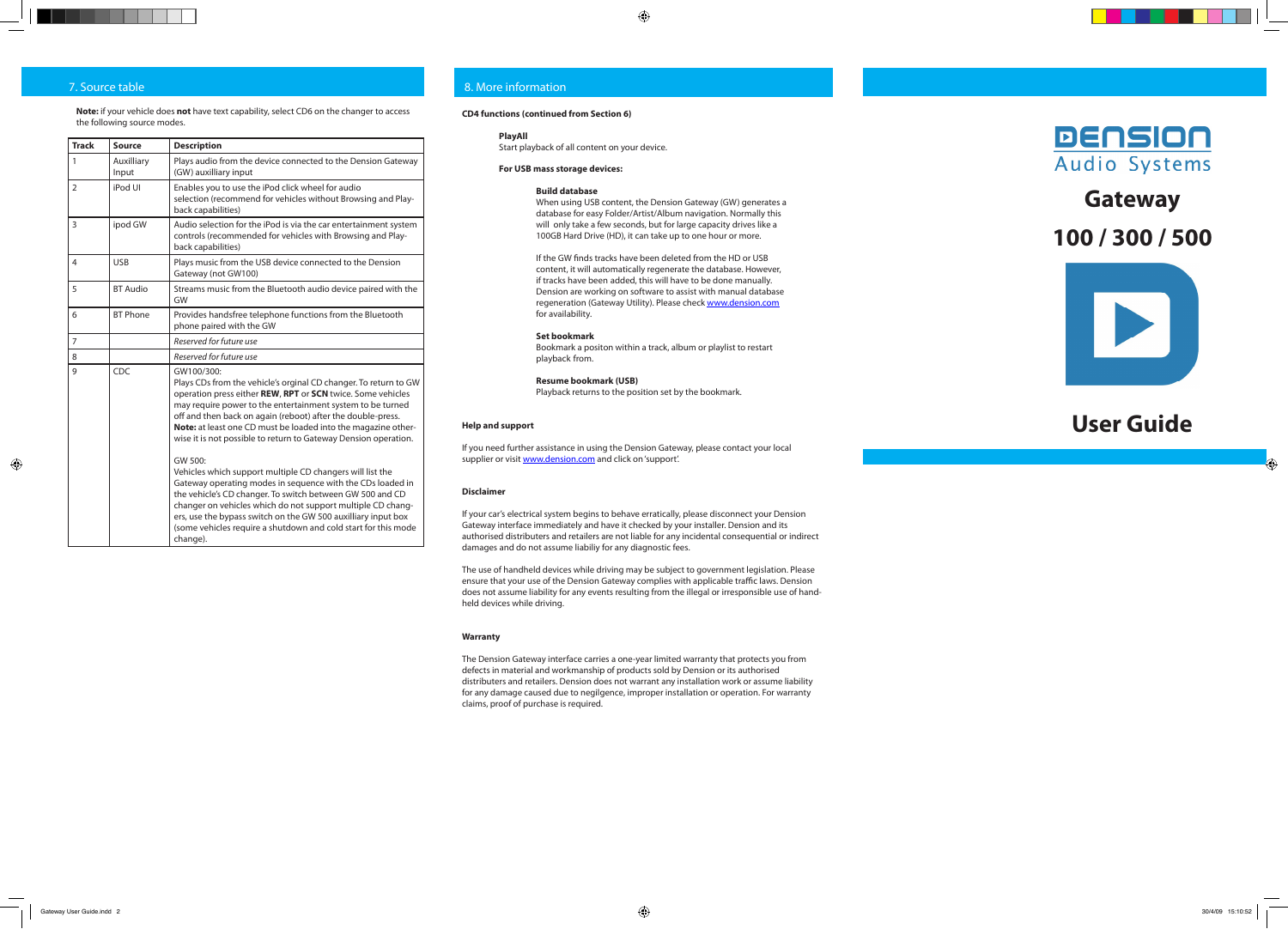## 7. Source table

**Note:** if your vehicle does **not** have text capability, select CD6 on the changer to access the following source modes.

| Track | Source | Description |
|---|---|---|
| 1 | Auxilliary Input | Plays audio from the device connected to the Dension Gateway (GW) auxilliary input |
| 2 | iPod UI | Enables you to use the iPod click wheel for audio selection (recommend for vehicles without Browsing and Play-back capabilities) |
| 3 | ipod GW | Audio selection for the iPod is via the car entertainment system controls (recommended for vehicles with Browsing and Play-back capabilities) |
| 4 | USB | Plays music from the USB device connected to the Dension Gateway (not GW100) |
| 5 | BT Audio | Streams music from the Bluetooth audio device paired with the GW |
| 6 | BT Phone | Provides handsfree telephone functions from the Bluetooth phone paired with the GW |
| 7 | | *Reserved for future use* |
| 8 | | *Reserved for future use* |
| 9 | CDC | GW100/300:<br>Plays CDs from the vehicle's orginal CD changer. To return to GW operation press either **REW**, **RPT** or **SCN** twice. Some vehicles may require power to the entertainment system to be turned off and then back on again (reboot) after the double-press.<br>**Note:** at least one CD must be loaded into the magazine other-wise it is not possible to return to Gateway Dension operation.<br><br>GW 500:<br>Vehicles which support multiple CD changers will list the Gateway operating modes in sequence with the CDs loaded in the vehicle's CD changer. To switch between GW 500 and CD changer on vehicles which do not support multiple CD chang-ers, use the bypass switch on the GW 500 auxilliary input box (some vehicles require a shutdown and cold start for this mode change). |

## 8. More information

**CD4 functions (continued from Section 6)**

**PlayAll**
Start playback of all content on your device.

**For USB mass storage devices:**

**Build database**
When using USB content, the Dension Gateway (GW) generates a database for easy Folder/Artist/Album navigation. Normally this will only take a few seconds, but for large capacity drives like a 100GB Hard Drive (HD), it can take up to one hour or more.

If the GW finds tracks have been deleted from the HD or USB content, it will automatically regenerate the database. However, if tracks have been added, this will have to be done manually. Dension are working on software to assist with manual database regeneration (Gateway Utility). Please check www.dension.com for availability.

**Set bookmark**
Bookmark a positon within a track, album or playlist to restart playback from.

**Resume bookmark (USB)**
Playback returns to the position set by the bookmark.

**Help and support**

If you need further assistance in using the Dension Gateway, please contact your local supplier or visit www.dension.com and click on 'support'.

**Disclaimer**

If your car's electrical system begins to behave erratically, please disconnect your Dension Gateway interface immediately and have it checked by your installer. Dension and its authorised distributers and retailers are not liable for any incidental consequential or indirect damages and do not assume liabiliy for any diagnostic fees.

The use of handheld devices while driving may be subject to government legislation. Please ensure that your use of the Dension Gateway complies with applicable traffic laws. Dension does not assume liability for any events resulting from the illegal or irresponsible use of hand-held devices while driving.

**Warranty**

The Dension Gateway interface carries a one-year limited warranty that protects you from defects in material and workmanship of products sold by Dension or its authorised distributers and retailers. Dension does not warrant any installation work or assume liability for any damage caused due to negilgence, improper installation or operation. For warranty claims, proof of purchase is required.

DENSION
Audio Systems

# Gateway

# 100 / 300 / 500

# User Guide